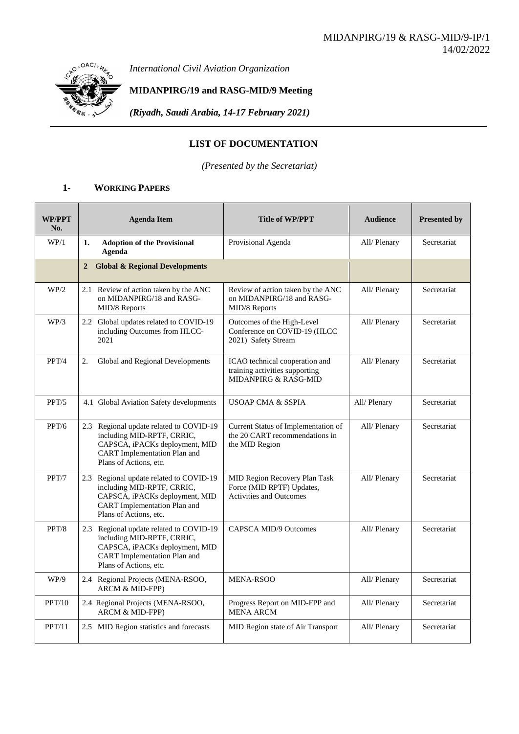MIDANPIRG/19 & RASG-MID/9-IP/1
14/02/2022

*International Civil Aviation Organization*

**MIDANPIRG/19 and RASG-MID/9 Meeting**

***(Riyadh, Saudi Arabia, 14-17 February 2021)***

## LIST OF DOCUMENTATION

*(Presented by the Secretariat)*

### 1- WORKING PAPERS

| WP/PPT No. | Agenda Item | Title of WP/PPT | Audience | Presented by |
|---|---|---|---|---|
| WP/1 | **1. Adoption of the Provisional Agenda** | Provisional Agenda | All/ Plenary | Secretariat |
| | **2 Global & Regional Developments** | | | |
| WP/2 | 2.1 Review of action taken by the ANC on MIDANPIRG/18 and RASG-MID/8 Reports | Review of action taken by the ANC on MIDANPIRG/18 and RASG-MID/8 Reports | All/ Plenary | Secretariat |
| WP/3 | 2.2 Global updates related to COVID-19 including Outcomes from HLCC-2021 | Outcomes of the High-Level Conference on COVID-19 (HLCC 2021) Safety Stream | All/ Plenary | Secretariat |
| PPT/4 | 2. Global and Regional Developments | ICAO technical cooperation and training activities supporting MIDANPIRG & RASG-MID | All/ Plenary | Secretariat |
| PPT/5 | 4.1 Global Aviation Safety developments | USOAP CMA & SSPIA | All/ Plenary | Secretariat |
| PPT/6 | 2.3 Regional update related to COVID-19 including MID-RPTF, CRRIC, CAPSCA, iPACKs deployment, MID CART Implementation Plan and Plans of Actions, etc. | Current Status of Implementation of the 20 CART recommendations in the MID Region | All/ Plenary | Secretariat |
| PPT/7 | 2.3 Regional update related to COVID-19 including MID-RPTF, CRRIC, CAPSCA, iPACKs deployment, MID CART Implementation Plan and Plans of Actions, etc. | MID Region Recovery Plan Task Force (MID RPTF) Updates, Activities and Outcomes | All/ Plenary | Secretariat |
| PPT/8 | 2.3 Regional update related to COVID-19 including MID-RPTF, CRRIC, CAPSCA, iPACKs deployment, MID CART Implementation Plan and Plans of Actions, etc. | CAPSCA MID/9 Outcomes | All/ Plenary | Secretariat |
| WP/9 | 2.4 Regional Projects (MENA-RSOO, ARCM & MID-FPP) | MENA-RSOO | All/ Plenary | Secretariat |
| PPT/10 | 2.4 Regional Projects (MENA-RSOO, ARCM & MID-FPP) | Progress Report on MID-FPP and MENA ARCM | All/ Plenary | Secretariat |
| PPT/11 | 2.5 MID Region statistics and forecasts | MID Region state of Air Transport | All/ Plenary | Secretariat |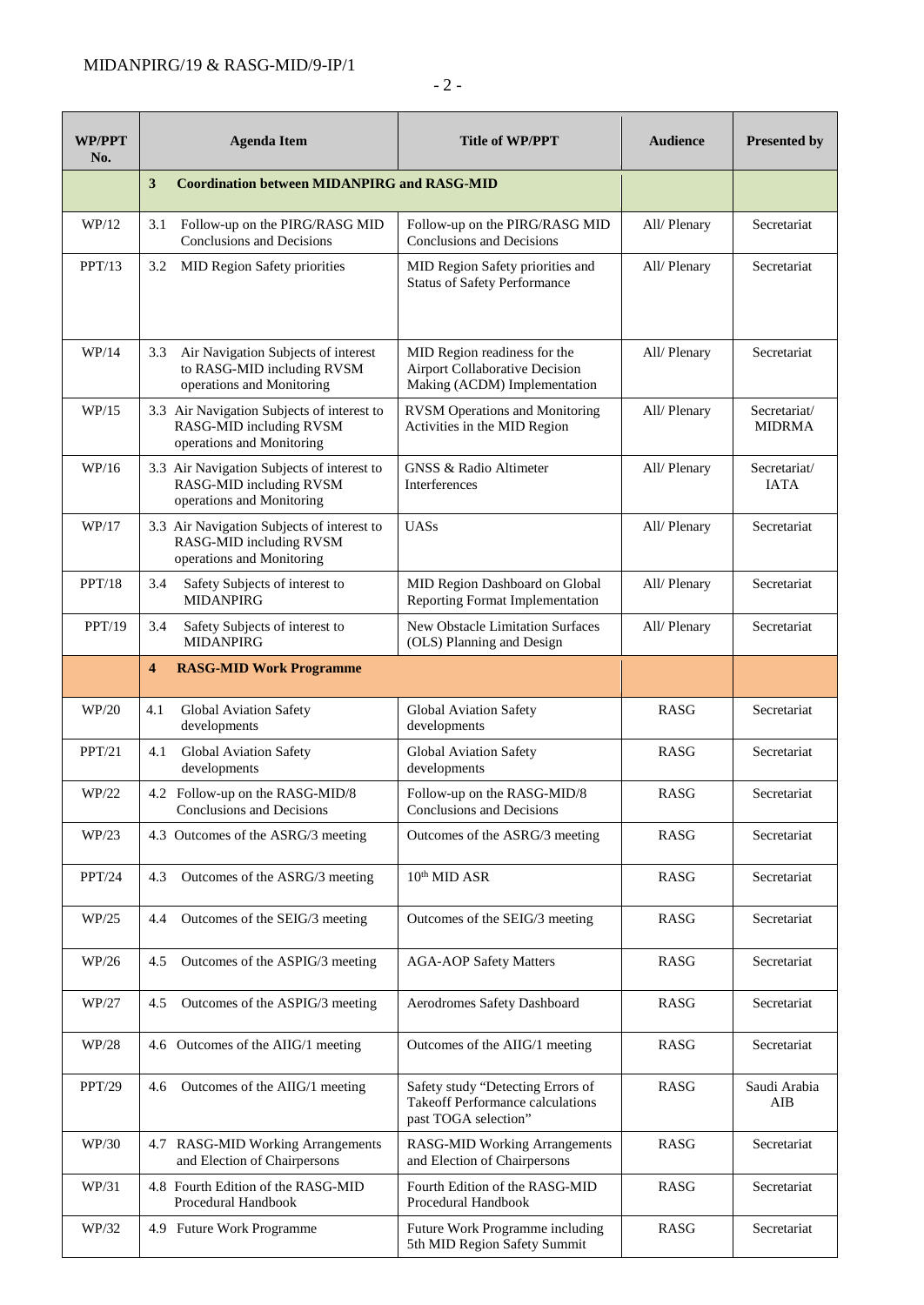| WP/PPT No. | Agenda Item | Title of WP/PPT | Audience | Presented by |
|---|---|---|---|---|
| | **3 Coordination between MIDANPIRG and RASG-MID** | | | |
| WP/12 | 3.1 Follow-up on the PIRG/RASG MID Conclusions and Decisions | Follow-up on the PIRG/RASG MID Conclusions and Decisions | All/ Plenary | Secretariat |
| PPT/13 | 3.2 MID Region Safety priorities | MID Region Safety priorities and Status of Safety Performance | All/ Plenary | Secretariat |
| WP/14 | 3.3 Air Navigation Subjects of interest to RASG-MID including RVSM operations and Monitoring | MID Region readiness for the Airport Collaborative Decision Making (ACDM) Implementation | All/ Plenary | Secretariat |
| WP/15 | 3.3 Air Navigation Subjects of interest to RASG-MID including RVSM operations and Monitoring | RVSM Operations and Monitoring Activities in the MID Region | All/ Plenary | Secretariat/ MIDRMA |
| WP/16 | 3.3 Air Navigation Subjects of interest to RASG-MID including RVSM operations and Monitoring | GNSS & Radio Altimeter Interferences | All/ Plenary | Secretariat/ IATA |
| WP/17 | 3.3 Air Navigation Subjects of interest to RASG-MID including RVSM operations and Monitoring | UASs | All/ Plenary | Secretariat |
| PPT/18 | 3.4 Safety Subjects of interest to MIDANPIRG | MID Region Dashboard on Global Reporting Format Implementation | All/ Plenary | Secretariat |
| PPT/19 | 3.4 Safety Subjects of interest to MIDANPIRG | New Obstacle Limitation Surfaces (OLS) Planning and Design | All/ Plenary | Secretariat |
| | **4 RASG-MID Work Programme** | | | |
| WP/20 | 4.1 Global Aviation Safety developments | Global Aviation Safety developments | RASG | Secretariat |
| PPT/21 | 4.1 Global Aviation Safety developments | Global Aviation Safety developments | RASG | Secretariat |
| WP/22 | 4.2 Follow-up on the RASG-MID/8 Conclusions and Decisions | Follow-up on the RASG-MID/8 Conclusions and Decisions | RASG | Secretariat |
| WP/23 | 4.3 Outcomes of the ASRG/3 meeting | Outcomes of the ASRG/3 meeting | RASG | Secretariat |
| PPT/24 | 4.3 Outcomes of the ASRG/3 meeting | 10th MID ASR | RASG | Secretariat |
| WP/25 | 4.4 Outcomes of the SEIG/3 meeting | Outcomes of the SEIG/3 meeting | RASG | Secretariat |
| WP/26 | 4.5 Outcomes of the ASPIG/3 meeting | AGA-AOP Safety Matters | RASG | Secretariat |
| WP/27 | 4.5 Outcomes of the ASPIG/3 meeting | Aerodromes Safety Dashboard | RASG | Secretariat |
| WP/28 | 4.6 Outcomes of the AIIG/1 meeting | Outcomes of the AIIG/1 meeting | RASG | Secretariat |
| PPT/29 | 4.6 Outcomes of the AIIG/1 meeting | Safety study "Detecting Errors of Takeoff Performance calculations past TOGA selection" | RASG | Saudi Arabia AIB |
| WP/30 | 4.7 RASG-MID Working Arrangements and Election of Chairpersons | RASG-MID Working Arrangements and Election of Chairpersons | RASG | Secretariat |
| WP/31 | 4.8 Fourth Edition of the RASG-MID Procedural Handbook | Fourth Edition of the RASG-MID Procedural Handbook | RASG | Secretariat |
| WP/32 | 4.9 Future Work Programme | Future Work Programme including 5th MID Region Safety Summit | RASG | Secretariat |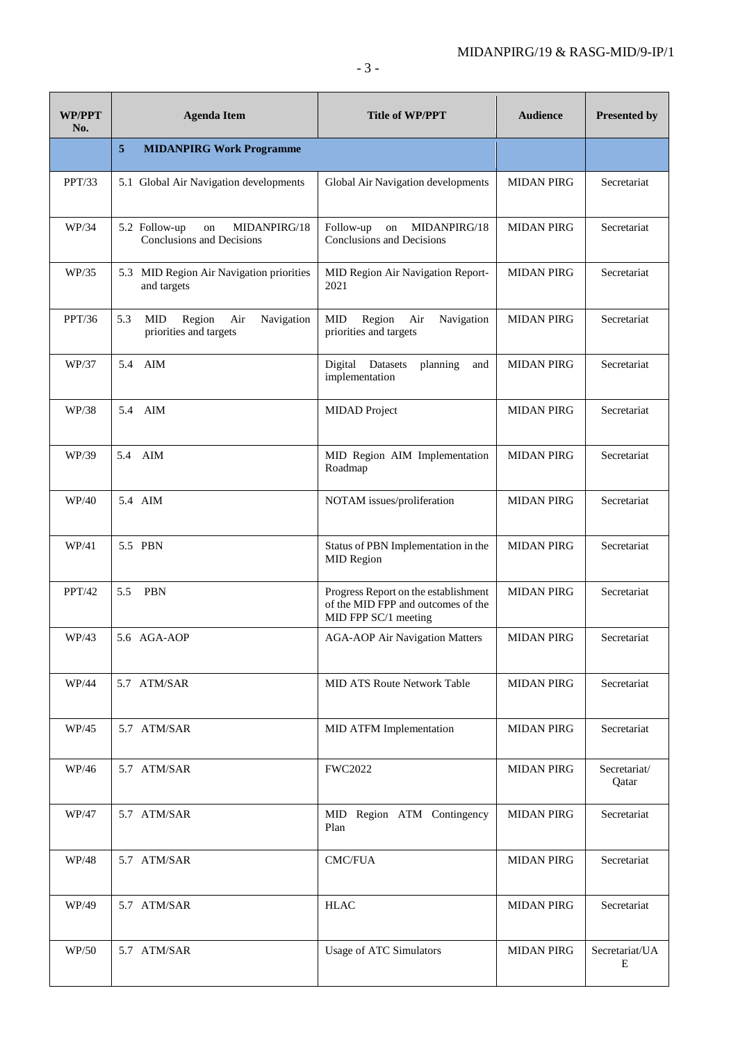| WP/PPT No. | Agenda Item | Title of WP/PPT | Audience | Presented by |
|---|---|---|---|---|
| | **5 MIDANPIRG Work Programme** | | | |
| PPT/33 | 5.1 Global Air Navigation developments | Global Air Navigation developments | MIDAN PIRG | Secretariat |
| WP/34 | 5.2 Follow-up on MIDANPIRG/18 Conclusions and Decisions | Follow-up on MIDANPIRG/18 Conclusions and Decisions | MIDAN PIRG | Secretariat |
| WP/35 | 5.3 MID Region Air Navigation priorities and targets | MID Region Air Navigation Report-2021 | MIDAN PIRG | Secretariat |
| PPT/36 | 5.3 MID Region Air Navigation priorities and targets | MID Region Air Navigation priorities and targets | MIDAN PIRG | Secretariat |
| WP/37 | 5.4 AIM | Digital Datasets planning and implementation | MIDAN PIRG | Secretariat |
| WP/38 | 5.4 AIM | MIDAD Project | MIDAN PIRG | Secretariat |
| WP/39 | 5.4 AIM | MID Region AIM Implementation Roadmap | MIDAN PIRG | Secretariat |
| WP/40 | 5.4 AIM | NOTAM issues/proliferation | MIDAN PIRG | Secretariat |
| WP/41 | 5.5 PBN | Status of PBN Implementation in the MID Region | MIDAN PIRG | Secretariat |
| PPT/42 | 5.5 PBN | Progress Report on the establishment of the MID FPP and outcomes of the MID FPP SC/1 meeting | MIDAN PIRG | Secretariat |
| WP/43 | 5.6 AGA-AOP | AGA-AOP Air Navigation Matters | MIDAN PIRG | Secretariat |
| WP/44 | 5.7 ATM/SAR | MID ATS Route Network Table | MIDAN PIRG | Secretariat |
| WP/45 | 5.7 ATM/SAR | MID ATFM Implementation | MIDAN PIRG | Secretariat |
| WP/46 | 5.7 ATM/SAR | FWC2022 | MIDAN PIRG | Secretariat/ Qatar |
| WP/47 | 5.7 ATM/SAR | MID Region ATM Contingency Plan | MIDAN PIRG | Secretariat |
| WP/48 | 5.7 ATM/SAR | CMC/FUA | MIDAN PIRG | Secretariat |
| WP/49 | 5.7 ATM/SAR | HLAC | MIDAN PIRG | Secretariat |
| WP/50 | 5.7 ATM/SAR | Usage of ATC Simulators | MIDAN PIRG | Secretariat/UAE |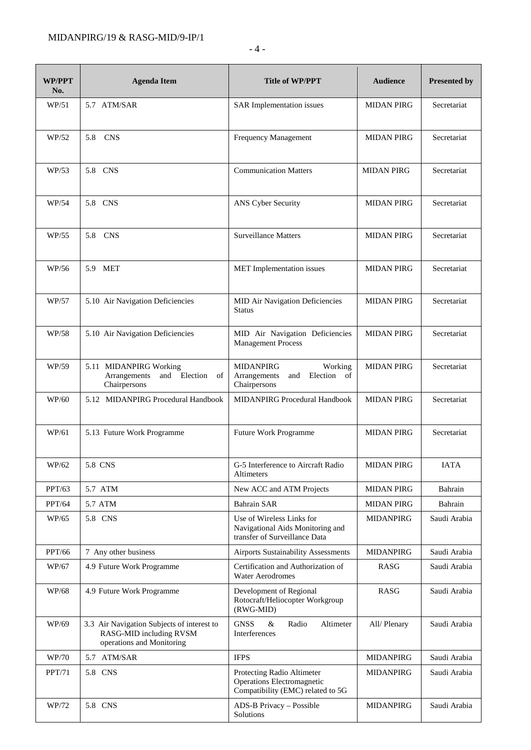| WP/PPT No. | Agenda Item | Title of WP/PPT | Audience | Presented by |
|---|---|---|---|---|
| WP/51 | 5.7 ATM/SAR | SAR Implementation issues | MIDAN PIRG | Secretariat |
| WP/52 | 5.8 CNS | Frequency Management | MIDAN PIRG | Secretariat |
| WP/53 | 5.8 CNS | Communication Matters | MIDAN PIRG | Secretariat |
| WP/54 | 5.8 CNS | ANS Cyber Security | MIDAN PIRG | Secretariat |
| WP/55 | 5.8 CNS | Surveillance Matters | MIDAN PIRG | Secretariat |
| WP/56 | 5.9 MET | MET Implementation issues | MIDAN PIRG | Secretariat |
| WP/57 | 5.10 Air Navigation Deficiencies | MID Air Navigation Deficiencies Status | MIDAN PIRG | Secretariat |
| WP/58 | 5.10 Air Navigation Deficiencies | MID Air Navigation Deficiencies Management Process | MIDAN PIRG | Secretariat |
| WP/59 | 5.11 MIDANPIRG Working Arrangements and Election of Chairpersons | MIDANPIRG Working Arrangements and Election of Chairpersons | MIDAN PIRG | Secretariat |
| WP/60 | 5.12 MIDANPIRG Procedural Handbook | MIDANPIRG Procedural Handbook | MIDAN PIRG | Secretariat |
| WP/61 | 5.13 Future Work Programme | Future Work Programme | MIDAN PIRG | Secretariat |
| WP/62 | 5.8 CNS | G-5 Interference to Aircraft Radio Altimeters | MIDAN PIRG | IATA |
| PPT/63 | 5.7 ATM | New ACC and ATM Projects | MIDAN PIRG | Bahrain |
| PPT/64 | 5.7 ATM | Bahrain SAR | MIDAN PIRG | Bahrain |
| WP/65 | 5.8 CNS | Use of Wireless Links for Navigational Aids Monitoring and transfer of Surveillance Data | MIDANPIRG | Saudi Arabia |
| PPT/66 | 7 Any other business | Airports Sustainability Assessments | MIDANPIRG | Saudi Arabia |
| WP/67 | 4.9 Future Work Programme | Certification and Authorization of Water Aerodromes | RASG | Saudi Arabia |
| WP/68 | 4.9 Future Work Programme | Development of Regional Rotocraft/Heliocopter Workgroup (RWG-MID) | RASG | Saudi Arabia |
| WP/69 | 3.3 Air Navigation Subjects of interest to RASG-MID including RVSM operations and Monitoring | GNSS & Radio Altimeter Interferences | All/ Plenary | Saudi Arabia |
| WP/70 | 5.7 ATM/SAR | IFPS | MIDANPIRG | Saudi Arabia |
| PPT/71 | 5.8 CNS | Protecting Radio Altimeter Operations Electromagnetic Compatibility (EMC) related to 5G | MIDANPIRG | Saudi Arabia |
| WP/72 | 5.8 CNS | ADS-B Privacy – Possible Solutions | MIDANPIRG | Saudi Arabia |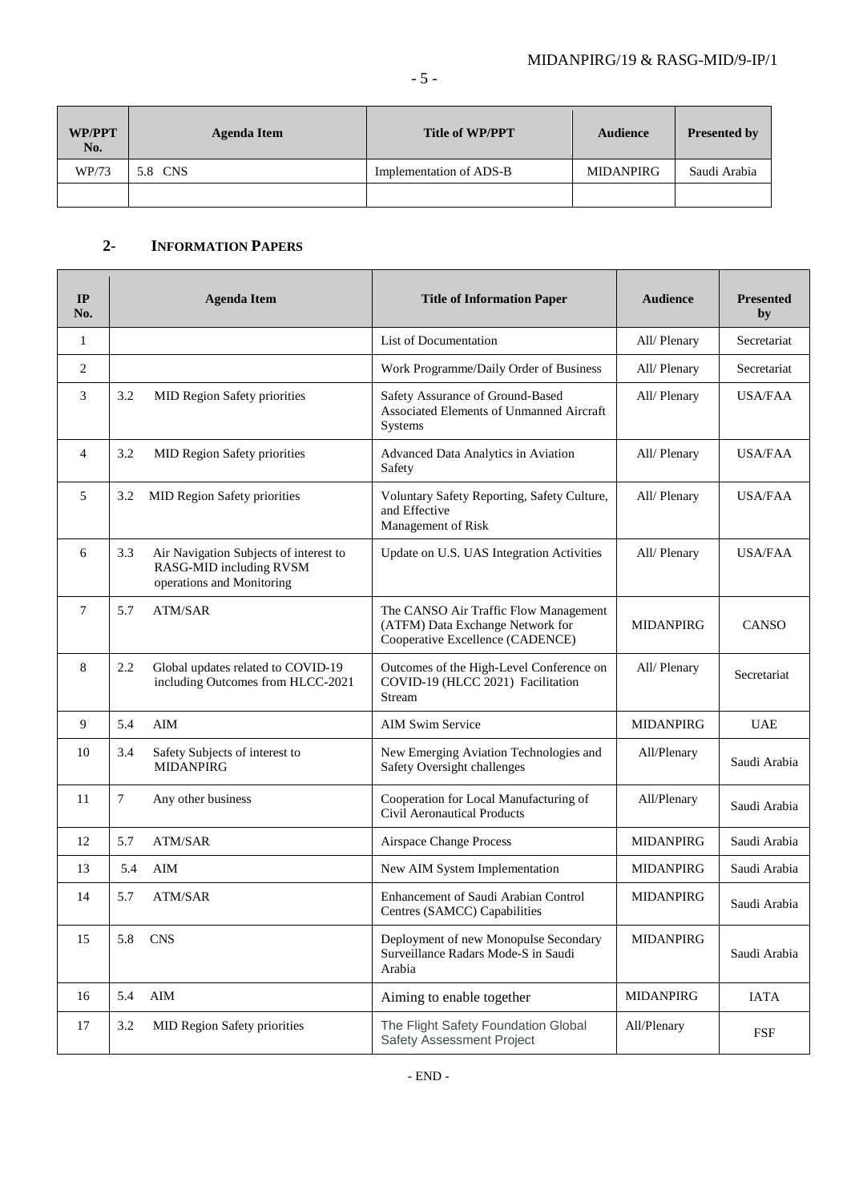| WP/PPT No. | Agenda Item | Title of WP/PPT | Audience | Presented by |
|---|---|---|---|---|
| WP/73 | 5.8 CNS | Implementation of ADS-B | MIDANPIRG | Saudi Arabia |
| | | | | |

## 2- INFORMATION PAPERS

| IP No. | Agenda Item | Title of Information Paper | Audience | Presented by |
|---|---|---|---|---|
| 1 | | List of Documentation | All/ Plenary | Secretariat |
| 2 | | Work Programme/Daily Order of Business | All/ Plenary | Secretariat |
| 3 | 3.2 MID Region Safety priorities | Safety Assurance of Ground-Based Associated Elements of Unmanned Aircraft Systems | All/ Plenary | USA/FAA |
| 4 | 3.2 MID Region Safety priorities | Advanced Data Analytics in Aviation Safety | All/ Plenary | USA/FAA |
| 5 | 3.2 MID Region Safety priorities | Voluntary Safety Reporting, Safety Culture, and Effective Management of Risk | All/ Plenary | USA/FAA |
| 6 | 3.3 Air Navigation Subjects of interest to RASG-MID including RVSM operations and Monitoring | Update on U.S. UAS Integration Activities | All/ Plenary | USA/FAA |
| 7 | 5.7 ATM/SAR | The CANSO Air Traffic Flow Management (ATFM) Data Exchange Network for Cooperative Excellence (CADENCE) | MIDANPIRG | CANSO |
| 8 | 2.2 Global updates related to COVID-19 including Outcomes from HLCC-2021 | Outcomes of the High-Level Conference on COVID-19 (HLCC 2021) Facilitation Stream | All/ Plenary | Secretariat |
| 9 | 5.4 AIM | AIM Swim Service | MIDANPIRG | UAE |
| 10 | 3.4 Safety Subjects of interest to MIDANPIRG | New Emerging Aviation Technologies and Safety Oversight challenges | All/Plenary | Saudi Arabia |
| 11 | 7 Any other business | Cooperation for Local Manufacturing of Civil Aeronautical Products | All/Plenary | Saudi Arabia |
| 12 | 5.7 ATM/SAR | Airspace Change Process | MIDANPIRG | Saudi Arabia |
| 13 | 5.4 AIM | New AIM System Implementation | MIDANPIRG | Saudi Arabia |
| 14 | 5.7 ATM/SAR | Enhancement of Saudi Arabian Control Centres (SAMCC) Capabilities | MIDANPIRG | Saudi Arabia |
| 15 | 5.8 CNS | Deployment of new Monopulse Secondary Surveillance Radars Mode-S in Saudi Arabia | MIDANPIRG | Saudi Arabia |
| 16 | 5.4 AIM | Aiming to enable together | MIDANPIRG | IATA |
| 17 | 3.2 MID Region Safety priorities | The Flight Safety Foundation Global Safety Assessment Project | All/Plenary | FSF |

- END -